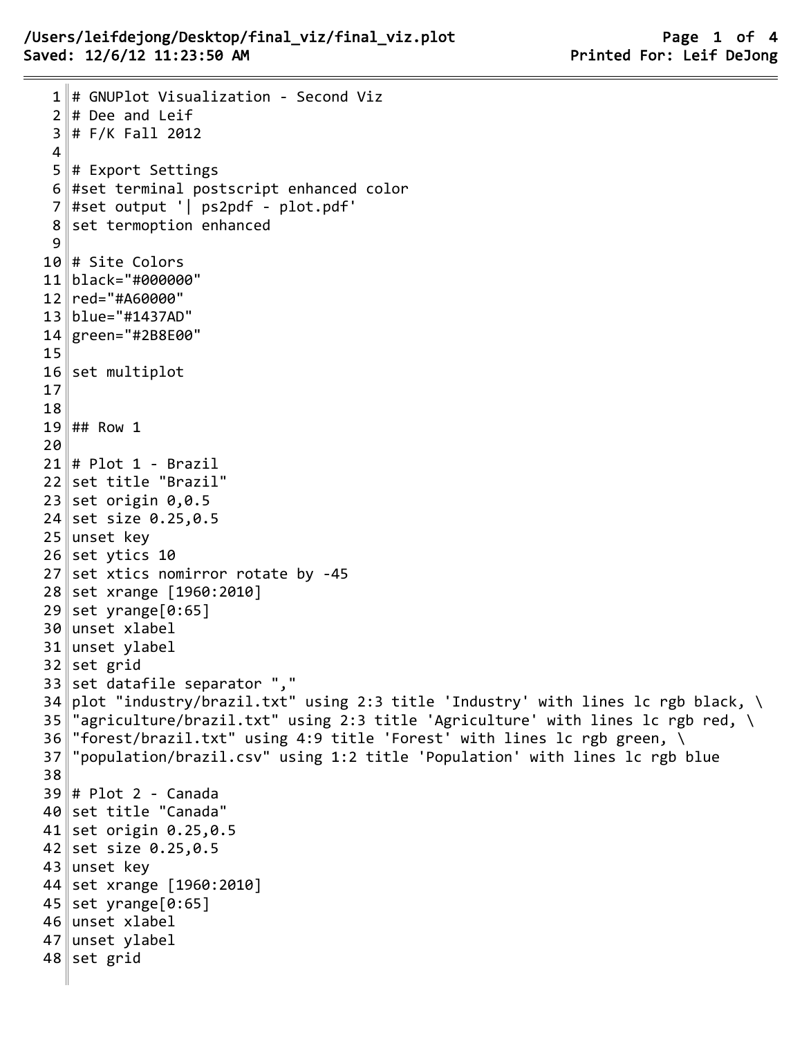```
# GNUPlot Visualization - Second Viz
# Dee and Leif
# F/K Fall 2012

# Export Settings
#set terminal postscript enhanced color
#set output '| ps2pdf - plot.pdf'
set termoption enhanced

# Site Colors
black="#000000"
red="#A60000"
blue="#1437AD"
green="#2B8E00"

set multiplot


## Row 1

# Plot 1 - Brazil
set title "Brazil"
set origin 0,0.5
set size 0.25,0.5
unset key
set ytics 10
set xtics nomirror rotate by -45
set xrange [1960:2010]
set yrange[0:65]
unset xlabel
unset ylabel
set grid
set datafile separator ","
plot "industry/brazil.txt" using 2:3 title 'Industry' with lines lc rgb black, \
"agriculture/brazil.txt" using 2:3 title 'Agriculture' with lines lc rgb red, \
"forest/brazil.txt" using 4:9 title 'Forest' with lines lc rgb green, \
"population/brazil.csv" using 1:2 title 'Population' with lines lc rgb blue

# Plot 2 - Canada
set title "Canada"
set origin 0.25,0.5
set size 0.25,0.5
unset key
set xrange [1960:2010]
set yrange[0:65]
unset xlabel
unset ylabel
set grid
```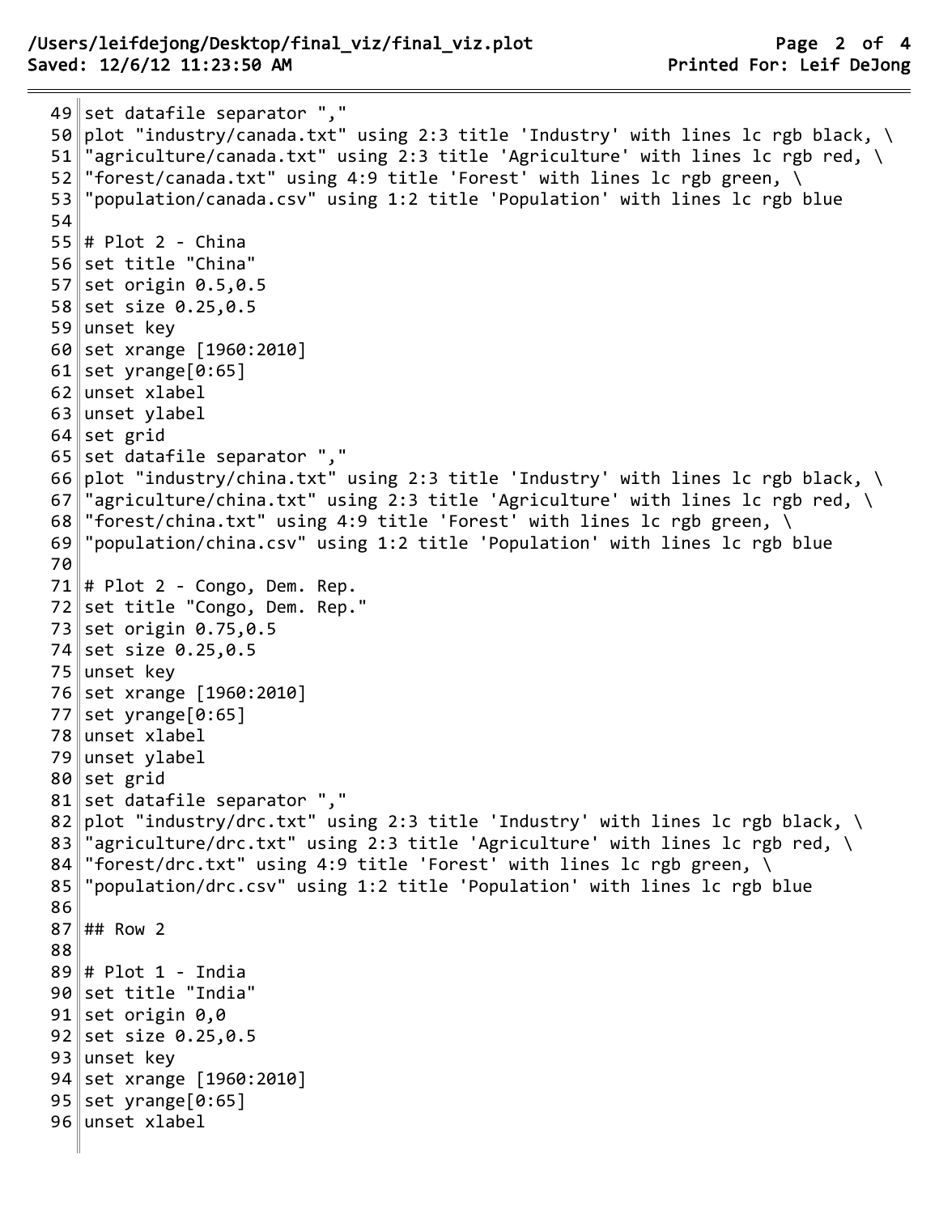```
set datafile separator ","
plot "industry/canada.txt" using 2:3 title 'Industry' with lines lc rgb black, \
"agriculture/canada.txt" using 2:3 title 'Agriculture' with lines lc rgb red, \
"forest/canada.txt" using 4:9 title 'Forest' with lines lc rgb green, \
"population/canada.csv" using 1:2 title 'Population' with lines lc rgb blue

# Plot 2 - China
set title "China"
set origin 0.5,0.5
set size 0.25,0.5
unset key
set xrange [1960:2010]
set yrange[0:65]
unset xlabel
unset ylabel
set grid
set datafile separator ","
plot "industry/china.txt" using 2:3 title 'Industry' with lines lc rgb black, \
"agriculture/china.txt" using 2:3 title 'Agriculture' with lines lc rgb red, \
"forest/china.txt" using 4:9 title 'Forest' with lines lc rgb green, \
"population/china.csv" using 1:2 title 'Population' with lines lc rgb blue

# Plot 2 - Congo, Dem. Rep.
set title "Congo, Dem. Rep."
set origin 0.75,0.5
set size 0.25,0.5
unset key
set xrange [1960:2010]
set yrange[0:65]
unset xlabel
unset ylabel
set grid
set datafile separator ","
plot "industry/drc.txt" using 2:3 title 'Industry' with lines lc rgb black, \
"agriculture/drc.txt" using 2:3 title 'Agriculture' with lines lc rgb red, \
"forest/drc.txt" using 4:9 title 'Forest' with lines lc rgb green, \
"population/drc.csv" using 1:2 title 'Population' with lines lc rgb blue

## Row 2

# Plot 1 - India
set title "India"
set origin 0,0
set size 0.25,0.5
unset key
set xrange [1960:2010]
set yrange[0:65]
unset xlabel
```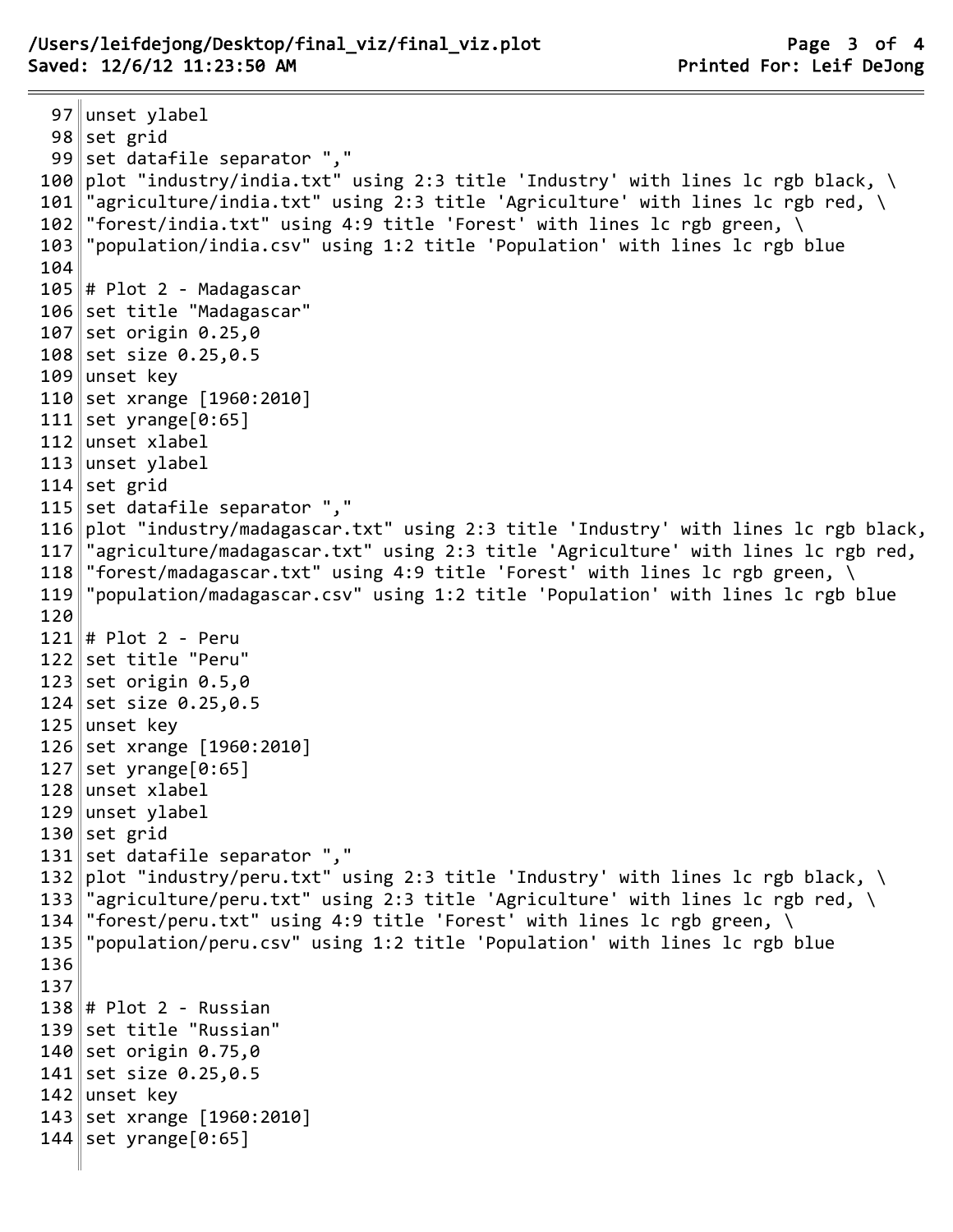```
unset ylabel
set grid
set datafile separator ","
plot "industry/india.txt" using 2:3 title 'Industry' with lines lc rgb black, \
"agriculture/india.txt" using 2:3 title 'Agriculture' with lines lc rgb red, \
"forest/india.txt" using 4:9 title 'Forest' with lines lc rgb green, \
"population/india.csv" using 1:2 title 'Population' with lines lc rgb blue

# Plot 2 - Madagascar
set title "Madagascar"
set origin 0.25,0
set size 0.25,0.5
unset key
set xrange [1960:2010]
set yrange[0:65]
unset xlabel
unset ylabel
set grid
set datafile separator ","
plot "industry/madagascar.txt" using 2:3 title 'Industry' with lines lc rgb black,
"agriculture/madagascar.txt" using 2:3 title 'Agriculture' with lines lc rgb red,
"forest/madagascar.txt" using 4:9 title 'Forest' with lines lc rgb green, \
"population/madagascar.csv" using 1:2 title 'Population' with lines lc rgb blue

# Plot 2 - Peru
set title "Peru"
set origin 0.5,0
set size 0.25,0.5
unset key
set xrange [1960:2010]
set yrange[0:65]
unset xlabel
unset ylabel
set grid
set datafile separator ","
plot "industry/peru.txt" using 2:3 title 'Industry' with lines lc rgb black, \
"agriculture/peru.txt" using 2:3 title 'Agriculture' with lines lc rgb red, \
"forest/peru.txt" using 4:9 title 'Forest' with lines lc rgb green, \
"population/peru.csv" using 1:2 title 'Population' with lines lc rgb blue


# Plot 2 - Russian
set title "Russian"
set origin 0.75,0
set size 0.25,0.5
unset key
set xrange [1960:2010]
set yrange[0:65]
```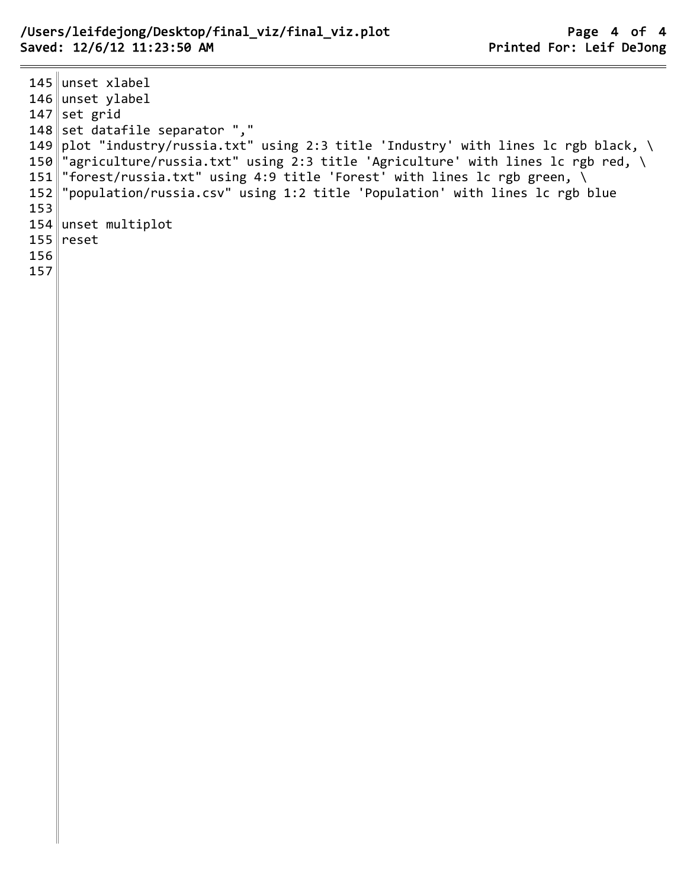```
unset xlabel
unset ylabel
set grid
set datafile separator ","
plot "industry/russia.txt" using 2:3 title 'Industry' with lines lc rgb black, \
"agriculture/russia.txt" using 2:3 title 'Agriculture' with lines lc rgb red, \
"forest/russia.txt" using 4:9 title 'Forest' with lines lc rgb green, \
"population/russia.csv" using 1:2 title 'Population' with lines lc rgb blue

unset multiplot
reset
```